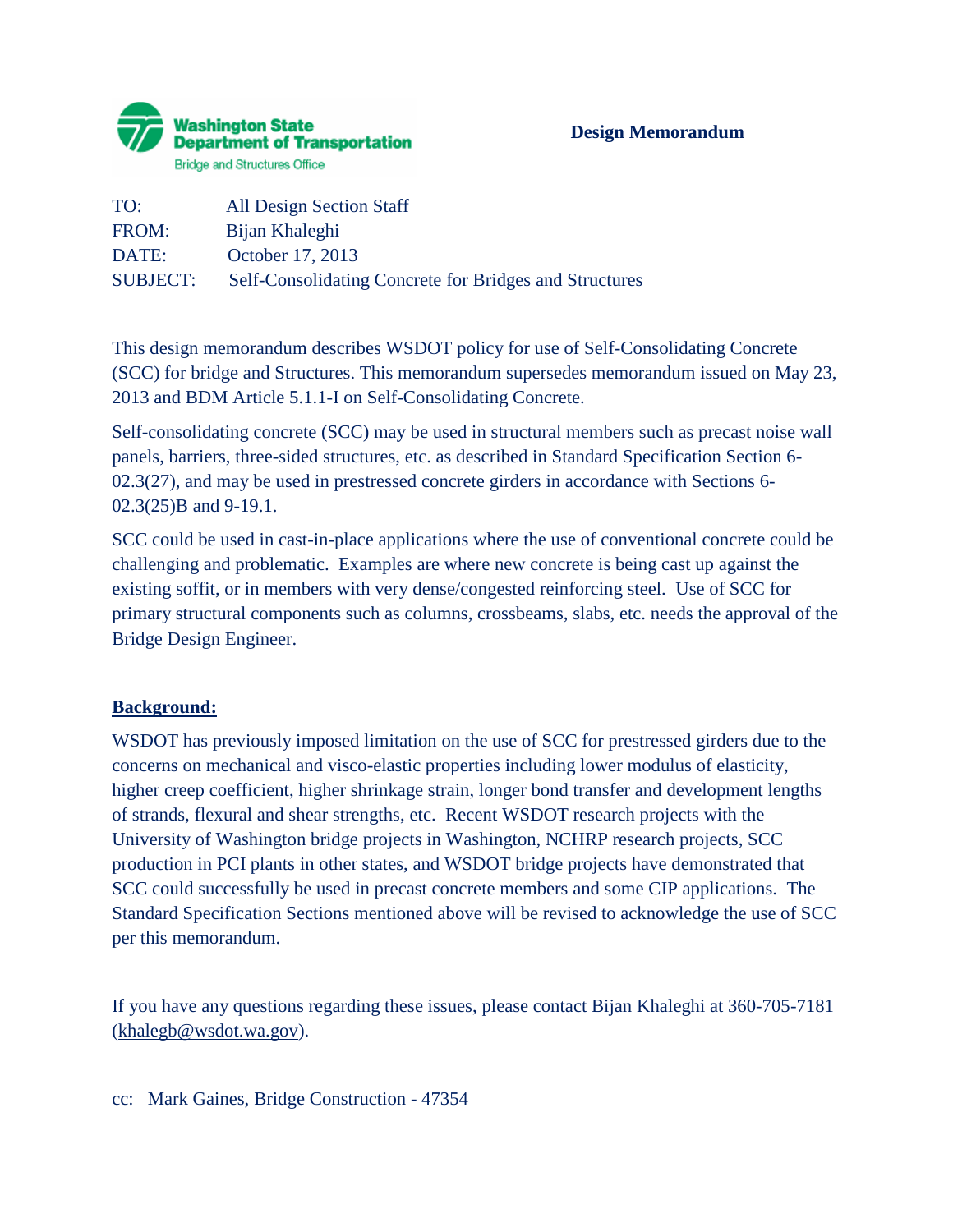**Washington State Department of Transportation**
Bridge and Structures Office

**Design Memorandum**

TO: All Design Section Staff
FROM: Bijan Khaleghi
DATE: October 17, 2013
SUBJECT: Self-Consolidating Concrete for Bridges and Structures

This design memorandum describes WSDOT policy for use of Self-Consolidating Concrete (SCC) for bridge and Structures. This memorandum supersedes memorandum issued on May 23, 2013 and BDM Article 5.1.1-I on Self-Consolidating Concrete.

Self-consolidating concrete (SCC) may be used in structural members such as precast noise wall panels, barriers, three-sided structures, etc. as described in Standard Specification Section 6-02.3(27), and may be used in prestressed concrete girders in accordance with Sections 6-02.3(25)B and 9-19.1.

SCC could be used in cast-in-place applications where the use of conventional concrete could be challenging and problematic. Examples are where new concrete is being cast up against the existing soffit, or in members with very dense/congested reinforcing steel. Use of SCC for primary structural components such as columns, crossbeams, slabs, etc. needs the approval of the Bridge Design Engineer.

**Background:**

WSDOT has previously imposed limitation on the use of SCC for prestressed girders due to the concerns on mechanical and visco-elastic properties including lower modulus of elasticity, higher creep coefficient, higher shrinkage strain, longer bond transfer and development lengths of strands, flexural and shear strengths, etc. Recent WSDOT research projects with the University of Washington bridge projects in Washington, NCHRP research projects, SCC production in PCI plants in other states, and WSDOT bridge projects have demonstrated that SCC could successfully be used in precast concrete members and some CIP applications. The Standard Specification Sections mentioned above will be revised to acknowledge the use of SCC per this memorandum.

If you have any questions regarding these issues, please contact Bijan Khaleghi at 360-705-7181 (khalegb@wsdot.wa.gov).

cc: Mark Gaines, Bridge Construction - 47354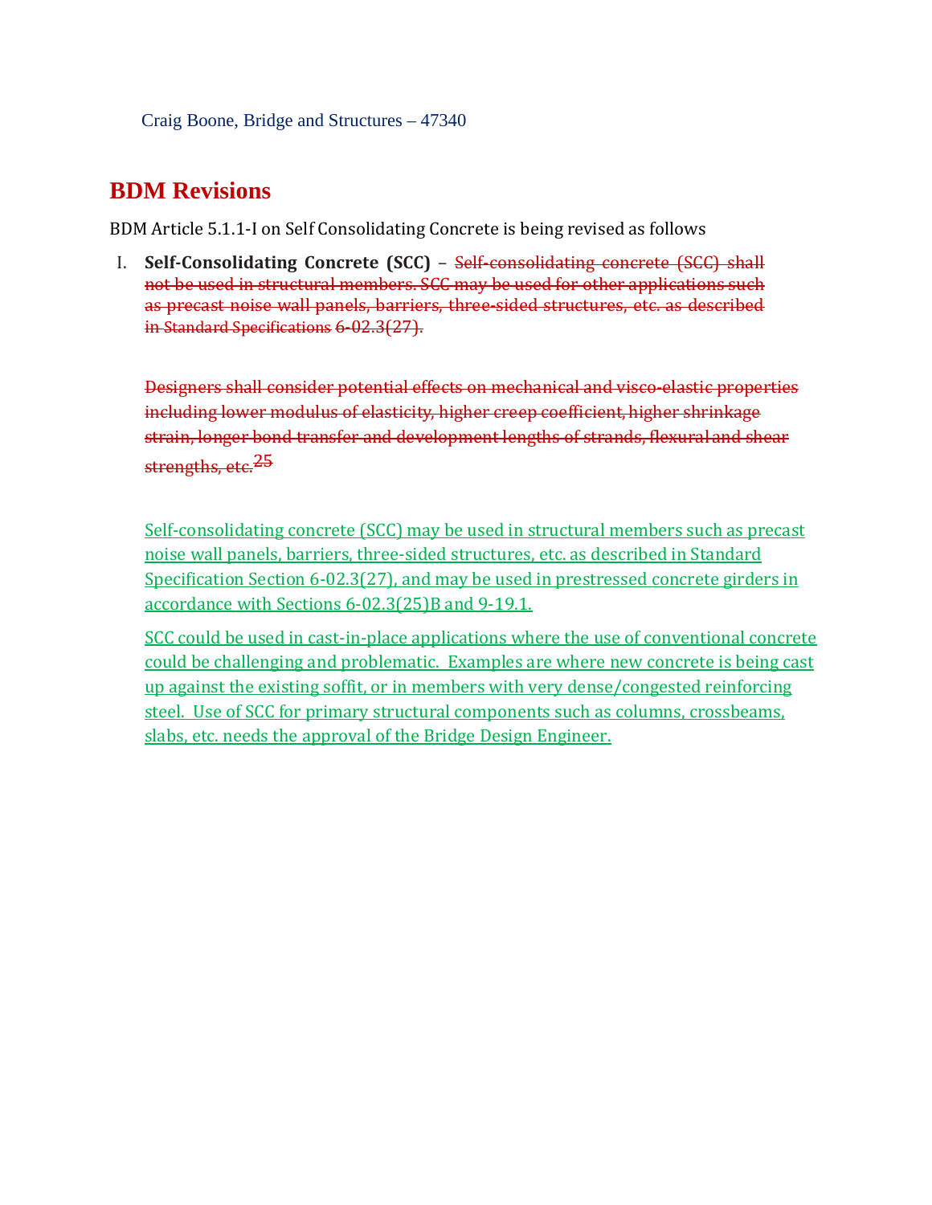Craig Boone, Bridge and Structures – 47340

## BDM Revisions

BDM Article 5.1.1-I on Self Consolidating Concrete is being revised as follows

I. **Self-Consolidating Concrete (SCC)** – ~~Self-consolidating concrete (SCC) shall not be used in structural members. SCC may be used for other applications such as precast noise wall panels, barriers, three-sided structures, etc. as described in Standard Specifications 6-02.3(27).~~

   ~~Designers shall consider potential effects on mechanical and visco-elastic properties including lower modulus of elasticity, higher creep coefficient, higher shrinkage strain, longer bond transfer and development lengths of strands, flexural and shear strengths, etc.[25]~~

   <ins>Self-consolidating concrete (SCC) may be used in structural members such as precast noise wall panels, barriers, three-sided structures, etc. as described in Standard Specification Section 6-02.3(27), and may be used in prestressed concrete girders in accordance with Sections 6-02.3(25)B and 9-19.1.</ins>

   <ins>SCC could be used in cast-in-place applications where the use of conventional concrete could be challenging and problematic. Examples are where new concrete is being cast up against the existing soffit, or in members with very dense/congested reinforcing steel. Use of SCC for primary structural components such as columns, crossbeams, slabs, etc. needs the approval of the Bridge Design Engineer.</ins>